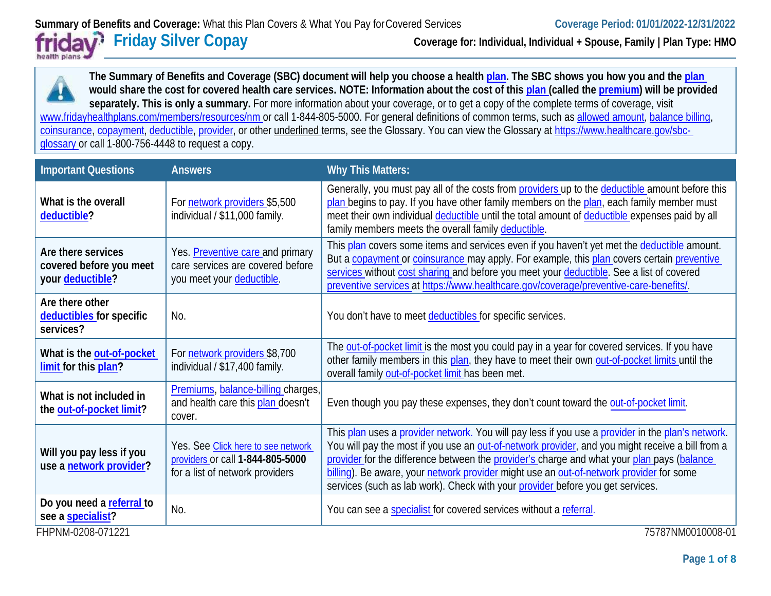**Summary of Benefits and Coverage:** What this Plan Covers & What You Pay for Covered Services

**Coverage Period: 01/01/2022-12/31/2022**

# Friday Silver Copay

**Coverage for: Individual, Individual + Spouse, Family | Plan Type: HMO**

**The Summary of Benefits and Coverage (SBC) document will help you choose a health plan. The SBC shows you how you and the plan would share the cost for covered health care services. NOTE: Information about the cost of this plan (called the premium) will be provided separately. This is only a summary.** For more information about your coverage, or to get a copy of the complete terms of coverage, visit www.fridayhealthplans.com/members/resources/nm or call 1-844-805-5000. For general definitions of common terms, such as allowed amount, balance billing, coinsurance, copayment, deductible, provider, or other underlined terms, see the Glossary. You can view the Glossary at https://www.healthcare.gov/sbc-glossary or call 1-800-756-4448 to request a copy.

| Important Questions | Answers | Why This Matters: |
|---|---|---|
| **What is the overall deductible?** | For network providers $5,500 individual / $11,000 family. | Generally, you must pay all of the costs from providers up to the deductible amount before this plan begins to pay. If you have other family members on the plan, each family member must meet their own individual deductible until the total amount of deductible expenses paid by all family members meets the overall family deductible. |
| **Are there services covered before you meet your deductible?** | Yes. Preventive care and primary care services are covered before you meet your deductible. | This plan covers some items and services even if you haven't yet met the deductible amount. But a copayment or coinsurance may apply. For example, this plan covers certain preventive services without cost sharing and before you meet your deductible. See a list of covered preventive services at https://www.healthcare.gov/coverage/preventive-care-benefits/. |
| **Are there other deductibles for specific services?** | No. | You don't have to meet deductibles for specific services. |
| **What is the out-of-pocket limit for this plan?** | For network providers $8,700 individual / $17,400 family. | The out-of-pocket limit is the most you could pay in a year for covered services. If you have other family members in this plan, they have to meet their own out-of-pocket limits until the overall family out-of-pocket limit has been met. |
| **What is not included in the out-of-pocket limit?** | Premiums, balance-billing charges, and health care this plan doesn't cover. | Even though you pay these expenses, they don't count toward the out-of-pocket limit. |
| **Will you pay less if you use a network provider?** | Yes. See Click here to see network providers or call **1-844-805-5000** for a list of network providers | This plan uses a provider network. You will pay less if you use a provider in the plan's network. You will pay the most if you use an out-of-network provider, and you might receive a bill from a provider for the difference between the provider's charge and what your plan pays (balance billing). Be aware, your network provider might use an out-of-network provider for some services (such as lab work). Check with your provider before you get services. |
| **Do you need a referral to see a specialist?** | No. | You can see a specialist for covered services without a referral. |

FHPNM-0208-071221 | 75787NM0010008-01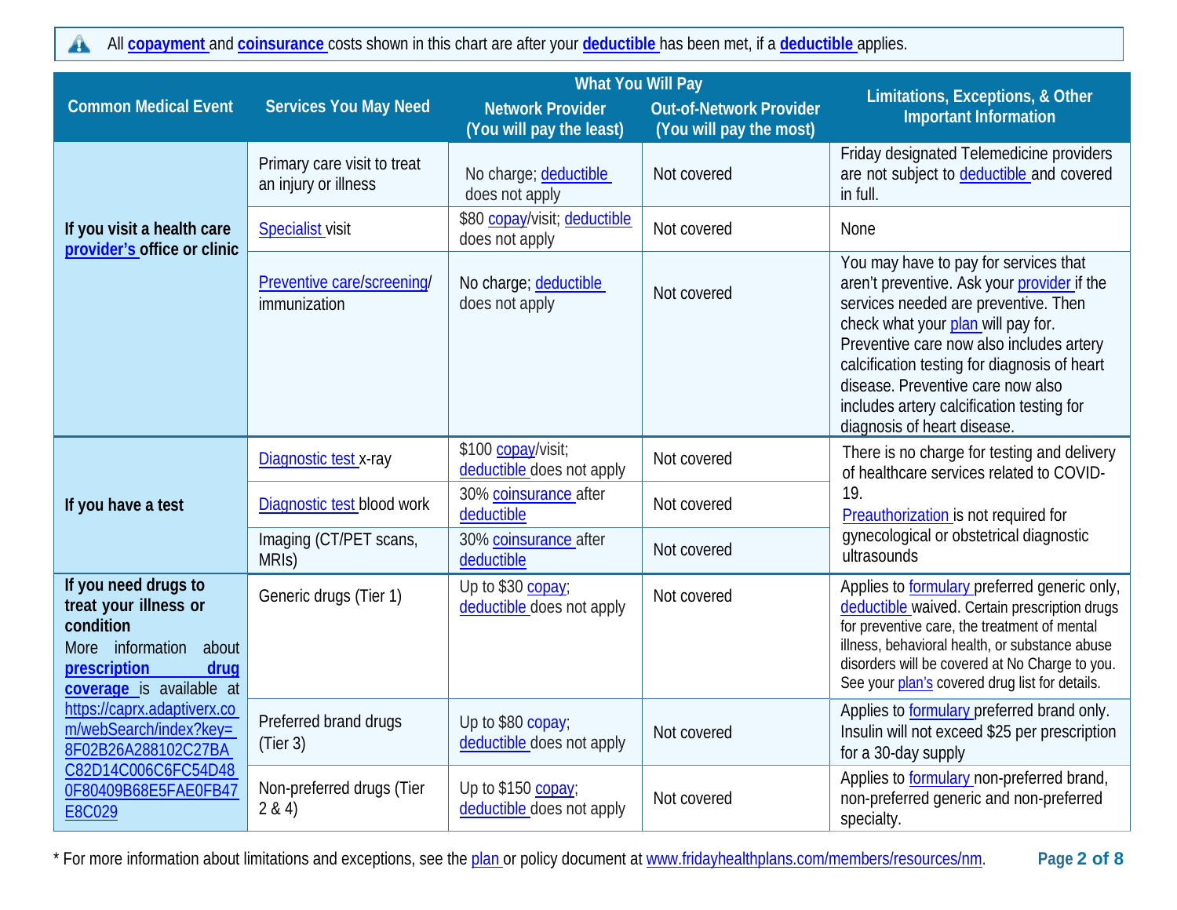All **copayment** and **coinsurance** costs shown in this chart are after your **deductible** has been met, if a **deductible** applies.

| Common Medical Event | Services You May Need | What You Will Pay Network Provider (You will pay the least) | What You Will Pay Out-of-Network Provider (You will pay the most) | Limitations, Exceptions, & Other Important Information |
|---|---|---|---|---|
| **If you visit a health care provider's office or clinic** | Primary care visit to treat an injury or illness | No charge; deductible does not apply | Not covered | Friday designated Telemedicine providers are not subject to deductible and covered in full. |
| | Specialist visit | $80 copay/visit; deductible does not apply | Not covered | None |
| | Preventive care/screening/ immunization | No charge; deductible does not apply | Not covered | You may have to pay for services that aren't preventive. Ask your provider if the services needed are preventive. Then check what your plan will pay for. Preventive care now also includes artery calcification testing for diagnosis of heart disease. Preventive care now also includes artery calcification testing for diagnosis of heart disease. |
| **If you have a test** | Diagnostic test x-ray | $100 copay/visit; deductible does not apply | Not covered | There is no charge for testing and delivery of healthcare services related to COVID-19. Preauthorization is not required for gynecological or obstetrical diagnostic ultrasounds |
| | Diagnostic test blood work | 30% coinsurance after deductible | Not covered | |
| | Imaging (CT/PET scans, MRIs) | 30% coinsurance after deductible | Not covered | |
| **If you need drugs to treat your illness or condition** More information about **prescription drug coverage** is available at https://caprx.adaptiverx.com/webSearch/index?key=8F02B26A288102C27BAC82D14C006C6FC54D480F80409B68E5FAE0FB47E8C029 | Generic drugs (Tier 1) | Up to $30 copay; deductible does not apply | Not covered | Applies to formulary preferred generic only, deductible waived. Certain prescription drugs for preventive care, the treatment of mental illness, behavioral health, or substance abuse disorders will be covered at No Charge to you. See your plan's covered drug list for details. |
| | Preferred brand drugs (Tier 3) | Up to $80 copay; deductible does not apply | Not covered | Applies to formulary preferred brand only. Insulin will not exceed $25 per prescription for a 30-day supply |
| | Non-preferred drugs (Tier 2 & 4) | Up to $150 copay; deductible does not apply | Not covered | Applies to formulary non-preferred brand, non-preferred generic and non-preferred specialty. |

* For more information about limitations and exceptions, see the plan or policy document at www.fridayhealthplans.com/members/resources/nm.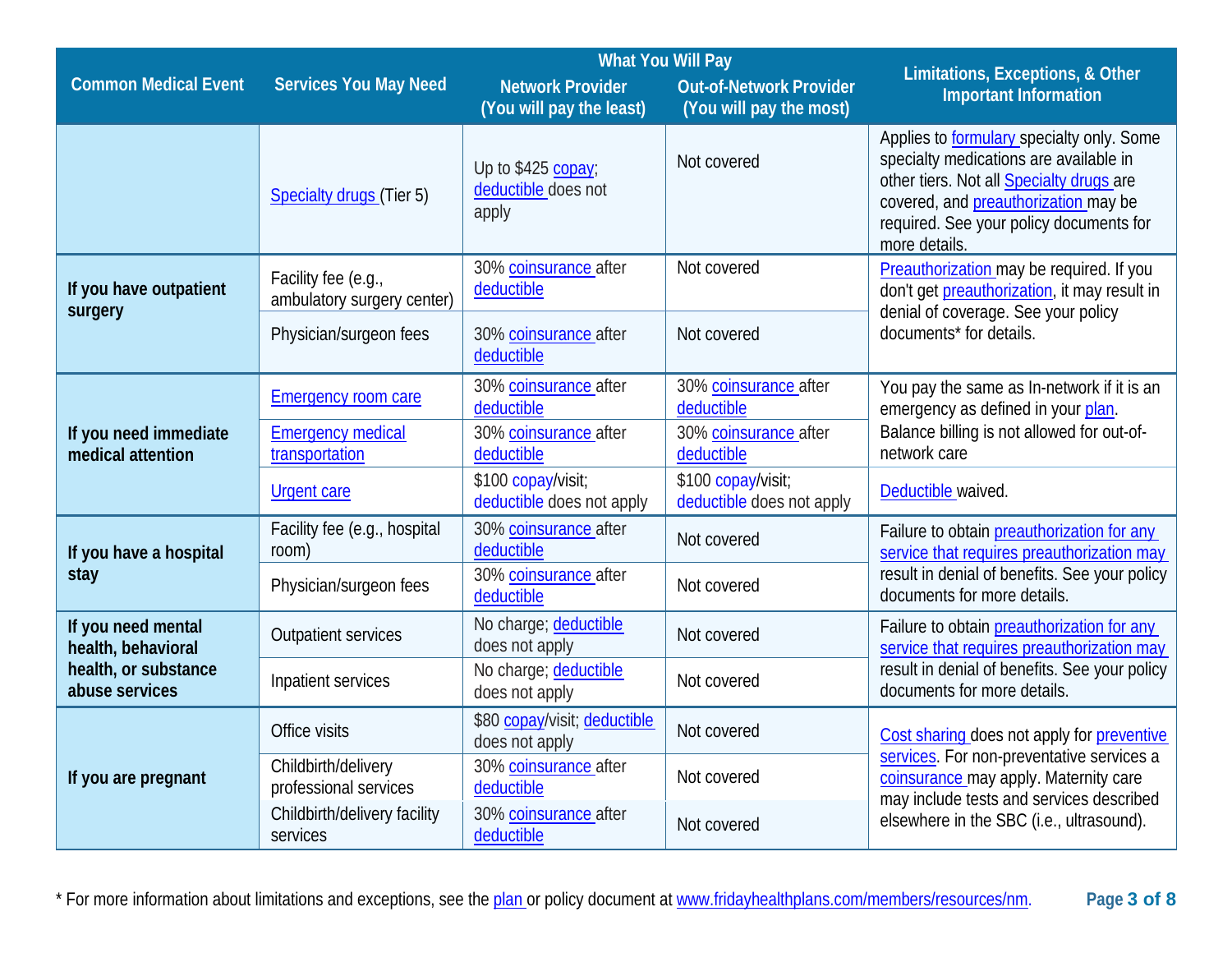| Common Medical Event | Services You May Need | What You Will Pay | | Limitations, Exceptions, & Other Important Information |
|---|---|---|---|---|
| | | Network Provider (You will pay the least) | Out-of-Network Provider (You will pay the most) | |
| | Specialty drugs (Tier 5) | Up to $425 copay; deductible does not apply | Not covered | Applies to formulary specialty only. Some specialty medications are available in other tiers. Not all Specialty drugs are covered, and preauthorization may be required. See your policy documents for more details. |
| If you have outpatient surgery | Facility fee (e.g., ambulatory surgery center) | 30% coinsurance after deductible | Not covered | Preauthorization may be required. If you don't get preauthorization, it may result in denial of coverage. See your policy documents* for details. |
| | Physician/surgeon fees | 30% coinsurance after deductible | Not covered | |
| If you need immediate medical attention | Emergency room care | 30% coinsurance after deductible | 30% coinsurance after deductible | You pay the same as In-network if it is an emergency as defined in your plan. Balance billing is not allowed for out-of-network care |
| | Emergency medical transportation | 30% coinsurance after deductible | 30% coinsurance after deductible | |
| | Urgent care | $100 copay/visit; deductible does not apply | $100 copay/visit; deductible does not apply | Deductible waived. |
| If you have a hospital stay | Facility fee (e.g., hospital room) | 30% coinsurance after deductible | Not covered | Failure to obtain preauthorization for any service that requires preauthorization may result in denial of benefits. See your policy documents for more details. |
| | Physician/surgeon fees | 30% coinsurance after deductible | Not covered | |
| If you need mental health, behavioral health, or substance abuse services | Outpatient services | No charge; deductible does not apply | Not covered | Failure to obtain preauthorization for any service that requires preauthorization may result in denial of benefits. See your policy documents for more details. |
| | Inpatient services | No charge; deductible does not apply | Not covered | |
| If you are pregnant | Office visits | $80 copay/visit; deductible does not apply | Not covered | Cost sharing does not apply for preventive services. For non-preventative services a coinsurance may apply. Maternity care may include tests and services described elsewhere in the SBC (i.e., ultrasound). |
| | Childbirth/delivery professional services | 30% coinsurance after deductible | Not covered | |
| | Childbirth/delivery facility services | 30% coinsurance after deductible | Not covered | |

* For more information about limitations and exceptions, see the plan or policy document at www.fridayhealthplans.com/members/resources/nm.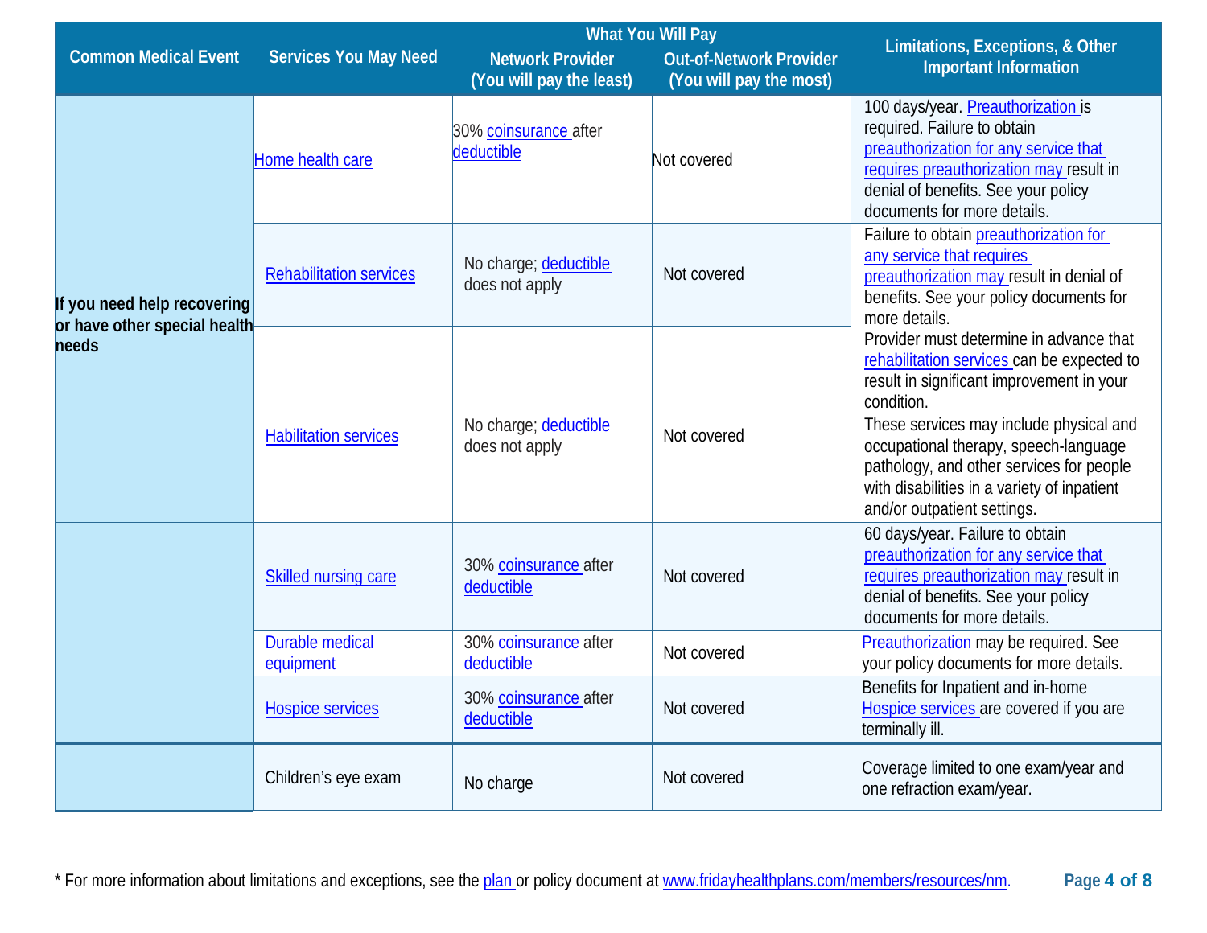| Common Medical Event | Services You May Need | What You Will Pay | | Limitations, Exceptions, & Other Important Information |
|---|---|---|---|---|
| | | Network Provider (You will pay the least) | Out-of-Network Provider (You will pay the most) | |
| If you need help recovering or have other special health needs | Home health care | 30% coinsurance after deductible | Not covered | 100 days/year. Preauthorization is required. Failure to obtain preauthorization for any service that requires preauthorization may result in denial of benefits. See your policy documents for more details. |
| | Rehabilitation services | No charge; deductible does not apply | Not covered | Failure to obtain preauthorization for any service that requires preauthorization may result in denial of benefits. See your policy documents for more details. Provider must determine in advance that rehabilitation services can be expected to result in significant improvement in your condition. These services may include physical and occupational therapy, speech-language pathology, and other services for people with disabilities in a variety of inpatient and/or outpatient settings. |
| | Habilitation services | No charge; deductible does not apply | Not covered | |
| | Skilled nursing care | 30% coinsurance after deductible | Not covered | 60 days/year. Failure to obtain preauthorization for any service that requires preauthorization may result in denial of benefits. See your policy documents for more details. |
| | Durable medical equipment | 30% coinsurance after deductible | Not covered | Preauthorization may be required. See your policy documents for more details. |
| | Hospice services | 30% coinsurance after deductible | Not covered | Benefits for Inpatient and in-home Hospice services are covered if you are terminally ill. |
| | Children's eye exam | No charge | Not covered | Coverage limited to one exam/year and one refraction exam/year. |

\* For more information about limitations and exceptions, see the plan or policy document at www.fridayhealthplans.com/members/resources/nm.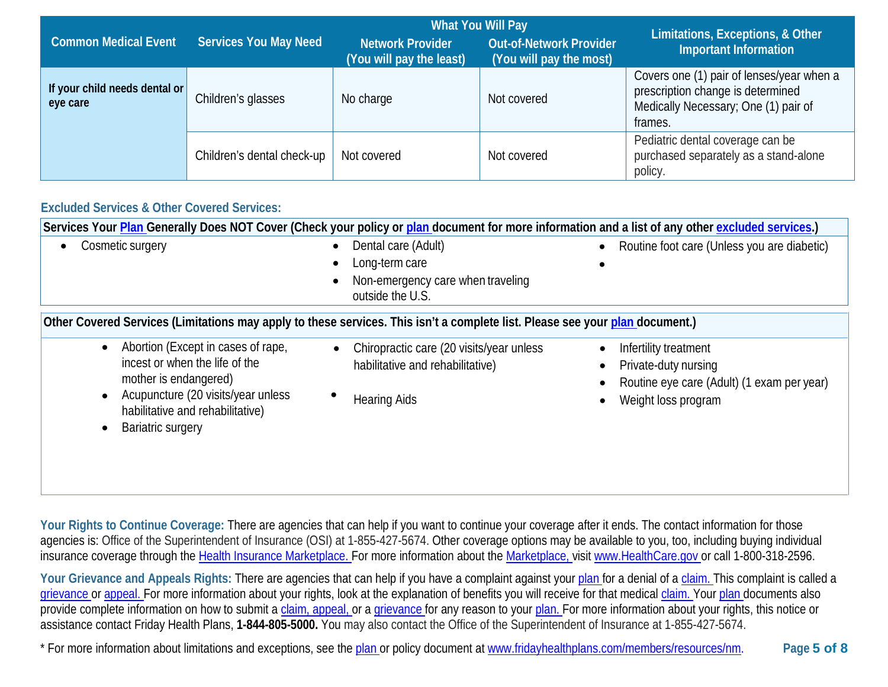| Common Medical Event | Services You May Need | What You Will Pay | | Limitations, Exceptions, & Other Important Information |
|---|---|---|---|---|
| | | Network Provider (You will pay the least) | Out-of-Network Provider (You will pay the most) | |
| **If your child needs dental or eye care** | Children's glasses | No charge | Not covered | Covers one (1) pair of lenses/year when a prescription change is determined Medically Necessary; One (1) pair of frames. |
| | Children's dental check-up | Not covered | Not covered | Pediatric dental coverage can be purchased separately as a stand-alone policy. |

## Excluded Services & Other Covered Services:

**Services Your Plan Generally Does NOT Cover (Check your policy or plan document for more information and a list of any other excluded services.)**

- Cosmetic surgery
- Dental care (Adult)
- Long-term care
- Non-emergency care when traveling outside the U.S.
- Routine foot care (Unless you are diabetic)
-

**Other Covered Services (Limitations may apply to these services. This isn't a complete list. Please see your plan document.)**

- Abortion (Except in cases of rape, incest or when the life of the mother is endangered)
- Acupuncture (20 visits/year unless habilitative and rehabilitative)
- Bariatric surgery
- Chiropractic care (20 visits/year unless habilitative and rehabilitative)
- Hearing Aids
- Infertility treatment
- Private-duty nursing
- Routine eye care (Adult) (1 exam per year)
- Weight loss program

**Your Rights to Continue Coverage:** There are agencies that can help if you want to continue your coverage after it ends. The contact information for those agencies is: Office of the Superintendent of Insurance (OSI) at 1-855-427-5674. Other coverage options may be available to you, too, including buying individual insurance coverage through the Health Insurance Marketplace. For more information about the Marketplace, visit www.HealthCare.gov or call 1-800-318-2596.

**Your Grievance and Appeals Rights:** There are agencies that can help if you have a complaint against your plan for a denial of a claim. This complaint is called a grievance or appeal. For more information about your rights, look at the explanation of benefits you will receive for that medical claim. Your plan documents also provide complete information on how to submit a claim, appeal, or a grievance for any reason to your plan. For more information about your rights, this notice or assistance contact Friday Health Plans, **1-844-805-5000.** You may also contact the Office of the Superintendent of Insurance at 1-855-427-5674.

* For more information about limitations and exceptions, see the plan or policy document at www.fridayhealthplans.com/members/resources/nm.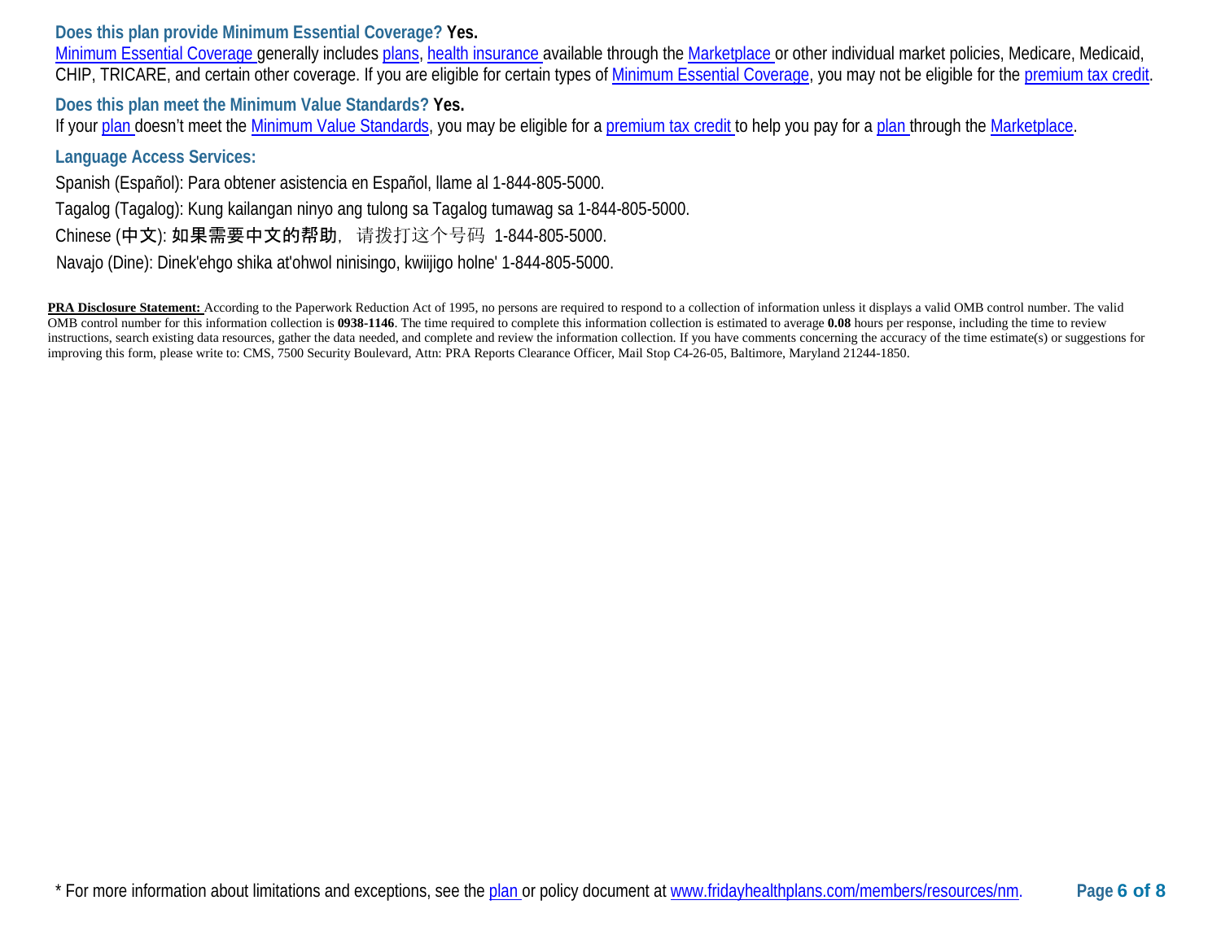### Does this plan provide Minimum Essential Coverage? **Yes.**

Minimum Essential Coverage generally includes plans, health insurance available through the Marketplace or other individual market policies, Medicare, Medicaid, CHIP, TRICARE, and certain other coverage. If you are eligible for certain types of Minimum Essential Coverage, you may not be eligible for the premium tax credit.

### Does this plan meet the Minimum Value Standards? **Yes.**

If your plan doesn't meet the Minimum Value Standards, you may be eligible for a premium tax credit to help you pay for a plan through the Marketplace.

### Language Access Services:

Spanish (Español): Para obtener asistencia en Español, llame al 1-844-805-5000.

Tagalog (Tagalog): Kung kailangan ninyo ang tulong sa Tagalog tumawag sa 1-844-805-5000.

Chinese (中文): 如果需要中文的帮助，请拨打这个号码 1-844-805-5000.

Navajo (Dine): Dinek'ehgo shika at'ohwol ninisingo, kwiijigo holne' 1-844-805-5000.

**PRA Disclosure Statement:** According to the Paperwork Reduction Act of 1995, no persons are required to respond to a collection of information unless it displays a valid OMB control number. The valid OMB control number for this information collection is **0938-1146**. The time required to complete this information collection is estimated to average **0.08** hours per response, including the time to review instructions, search existing data resources, gather the data needed, and complete and review the information collection. If you have comments concerning the accuracy of the time estimate(s) or suggestions for improving this form, please write to: CMS, 7500 Security Boulevard, Attn: PRA Reports Clearance Officer, Mail Stop C4-26-05, Baltimore, Maryland 21244-1850.

* For more information about limitations and exceptions, see the plan or policy document at www.fridayhealthplans.com/members/resources/nm.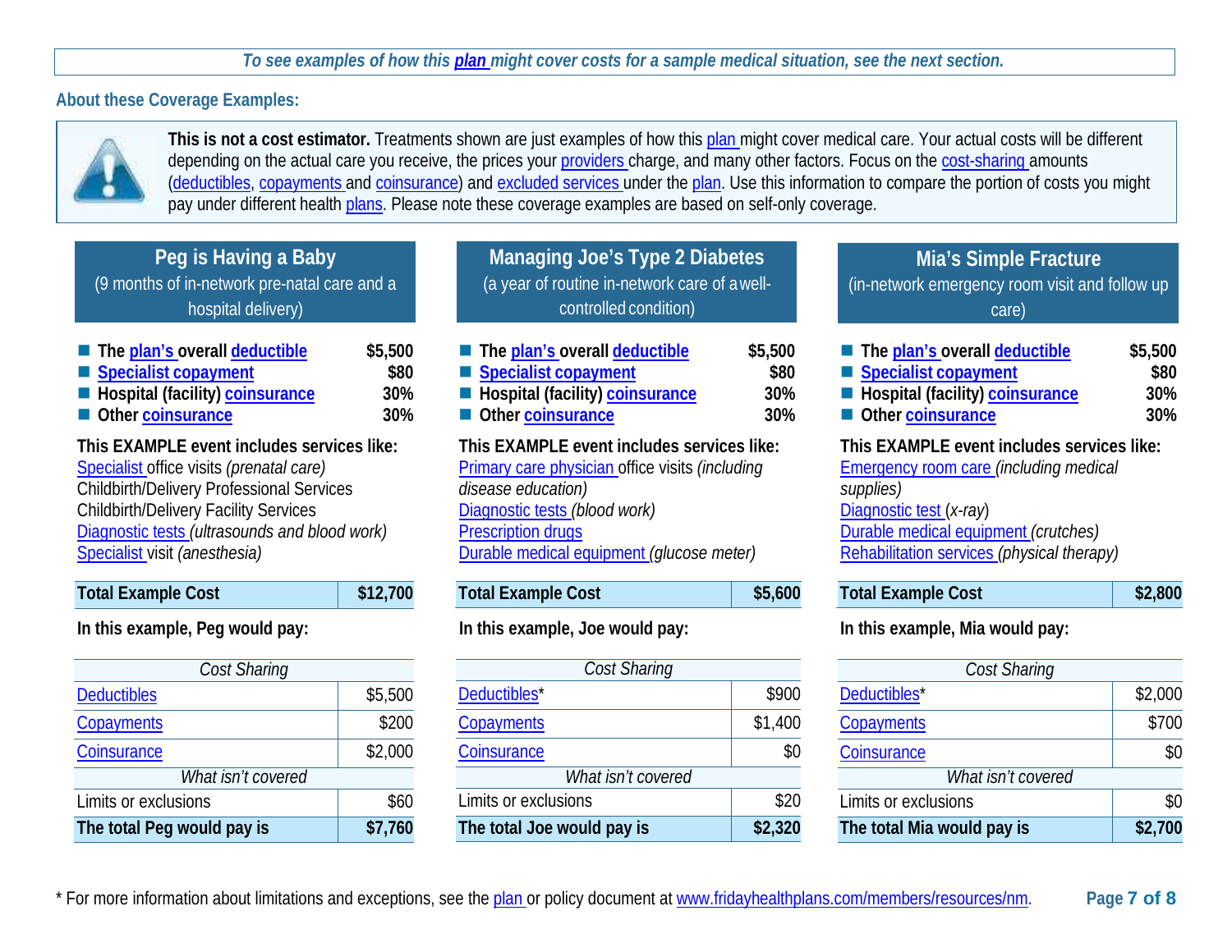*To see examples of how this plan might cover costs for a sample medical situation, see the next section.*

## About these Coverage Examples:

**This is not a cost estimator.** Treatments shown are just examples of how this plan might cover medical care. Your actual costs will be different depending on the actual care you receive, the prices your providers charge, and many other factors. Focus on the cost-sharing amounts (deductibles, copayments and coinsurance) and excluded services under the plan. Use this information to compare the portion of costs you might pay under different health plans. Please note these coverage examples are based on self-only coverage.

### Peg is Having a Baby

(9 months of in-network pre-natal care and a hospital delivery)

- **The plan's overall deductible** **$5,500**
- **Specialist copayment** **$80**
- **Hospital (facility) coinsurance** **30%**
- **Other coinsurance** **30%**

**This EXAMPLE event includes services like:**
Specialist office visits *(prenatal care)*
Childbirth/Delivery Professional Services
Childbirth/Delivery Facility Services
Diagnostic tests *(ultrasounds and blood work)*
Specialist visit *(anesthesia)*

| **Total Example Cost** | **$12,700** |
|---|---|

**In this example, Peg would pay:**

| *Cost Sharing* | |
|---|---|
| Deductibles | $5,500 |
| Copayments | $200 |
| Coinsurance | $2,000 |
| *What isn't covered* | |
| Limits or exclusions | $60 |
| **The total Peg would pay is** | **$7,760** |

### Managing Joe's Type 2 Diabetes

(a year of routine in-network care of a well-controlled condition)

- **The plan's overall deductible** **$5,500**
- **Specialist copayment** **$80**
- **Hospital (facility) coinsurance** **30%**
- **Other coinsurance** **30%**

**This EXAMPLE event includes services like:**
Primary care physician office visits *(including disease education)*
Diagnostic tests *(blood work)*
Prescription drugs
Durable medical equipment *(glucose meter)*

| **Total Example Cost** | **$5,600** |
|---|---|

**In this example, Joe would pay:**

| *Cost Sharing* | |
|---|---|
| Deductibles* | $900 |
| Copayments | $1,400 |
| Coinsurance | $0 |
| *What isn't covered* | |
| Limits or exclusions | $20 |
| **The total Joe would pay is** | **$2,320** |

### Mia's Simple Fracture

(in-network emergency room visit and follow up care)

- **The plan's overall deductible** **$5,500**
- **Specialist copayment** **$80**
- **Hospital (facility) coinsurance** **30%**
- **Other coinsurance** **30%**

**This EXAMPLE event includes services like:**
Emergency room care *(including medical supplies)*
Diagnostic test *(x-ray)*
Durable medical equipment *(crutches)*
Rehabilitation services *(physical therapy)*

| **Total Example Cost** | **$2,800** |
|---|---|

**In this example, Mia would pay:**

| *Cost Sharing* | |
|---|---|
| Deductibles* | $2,000 |
| Copayments | $700 |
| Coinsurance | $0 |
| *What isn't covered* | |
| Limits or exclusions | $0 |
| **The total Mia would pay is** | **$2,700** |

* For more information about limitations and exceptions, see the plan or policy document at www.fridayhealthplans.com/members/resources/nm.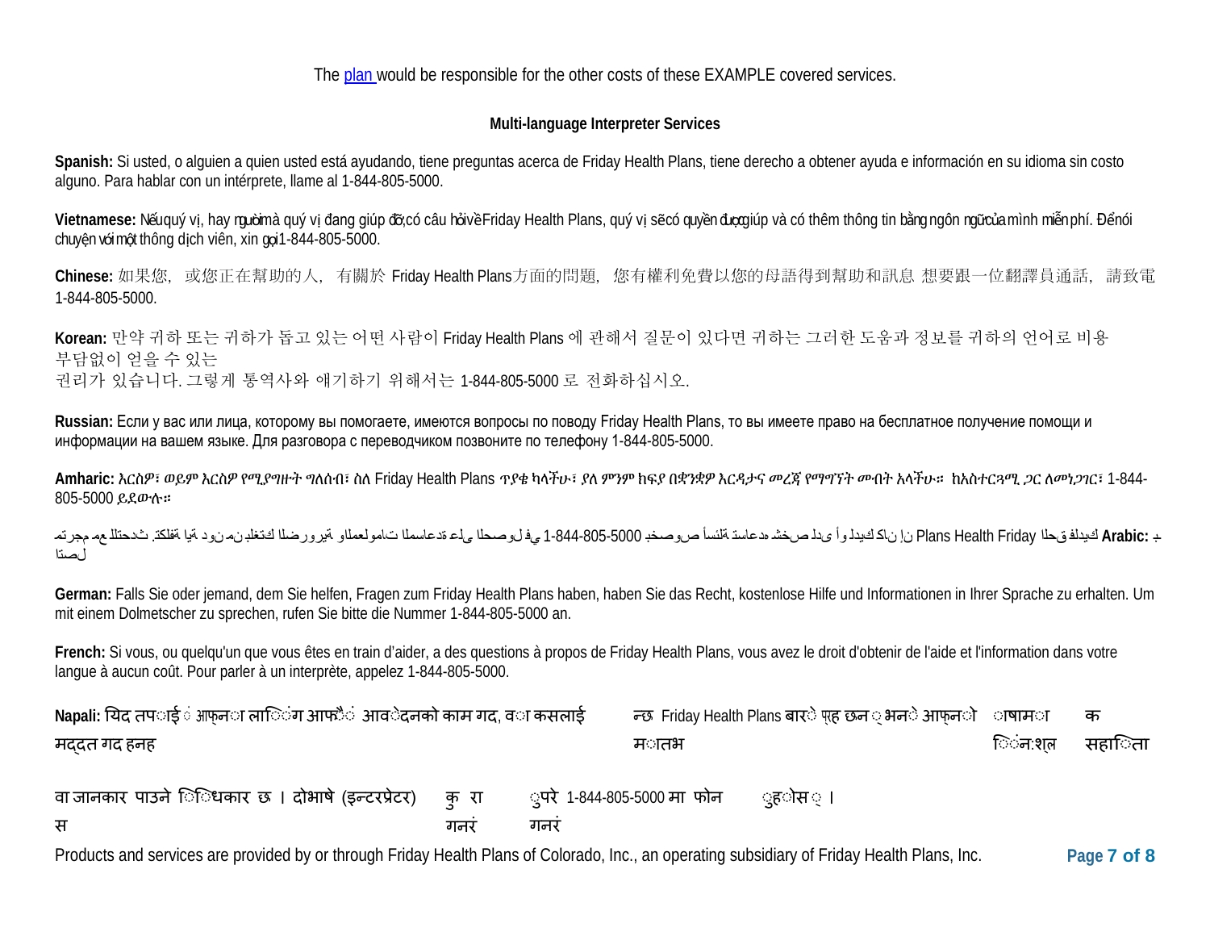The plan would be responsible for the other costs of these EXAMPLE covered services.

**Multi-language Interpreter Services**

**Spanish:** Si usted, o alguien a quien usted está ayudando, tiene preguntas acerca de Friday Health Plans, tiene derecho a obtener ayuda e información en su idioma sin costo alguno. Para hablar con un intérprete, llame al 1-844-805-5000.

**Vietnamese:** Nếu quý vị, hay người mà quý vị đang giúp đỡ, có câu hỏi về Friday Health Plans, quý vị sẽ có quyền được giúp và có thêm thông tin bằng ngôn ngữ của mình miễn phí. Để nói chuyện với một thông dịch viên, xin gọi 1-844-805-5000.

**Chinese:** 如果您，或您正在幫助的人，有關於 Friday Health Plans方面的問題，您有權利免費以您的母語得到幫助和訊息 想要跟一位翻譯員通話，請致電 1-844-805-5000.

**Korean:** 만약 귀하 또는 귀하가 돕고 있는 어떤 사람이 Friday Health Plans 에 관해서 질문이 있다면 귀하는 그러한 도움과 정보를 귀하의 언어로 비용 부담없이 얻을 수 있는 권리가 있습니다. 그렇게 통역사와 얘기하기 위해서는 1-844-805-5000 로 전화하십시오.

**Russian:** Если у вас или лица, которому вы помогаете, имеются вопросы по поводу Friday Health Plans, то вы имеете право на бесплатное получение помощи и информации на вашем языке. Для разговора с переводчиком позвоните по телефону 1-844-805-5000.

**Amharic:** እርስዎ፣ ወይም እርስዎ የሚያግዙት ግለሰብ፣ ስለ Friday Health Plans ጥያቄ ካላችሁ፣ ያለ ምንም ክፍያ በቋንቋዎ እርዳታና መረጃ የማግኘት መብት አላችሁ። ከአስተርጓሚ ጋር ለመነጋገር፣ 1-844-805-5000 ይደውሉ።

**Arabic:** إن كان لديك أو لدى شخص تساعده أسئلة بخصوص Friday Health Plans، لديك الحق في الحصول على المساعدة والمعلومات الضرورية بلغتك من دون اية تكلفة. للتحدث مع مترجم اتصل ب 1-844-805-5000

**German:** Falls Sie oder jemand, dem Sie helfen, Fragen zum Friday Health Plans haben, haben Sie das Recht, kostenlose Hilfe und Informationen in Ihrer Sprache zu erhalten. Um mit einem Dolmetscher zu sprechen, rufen Sie bitte die Nummer 1-844-805-5000 an.

**French:** Si vous, ou quelqu'un que vous êtes en train d'aider, a des questions à propos de Friday Health Plans, vous avez le droit d'obtenir de l'aide et l'information dans votre langue à aucun coût. Pour parler à un interprète, appelez 1-844-805-5000.

**Napali:** यदि तपाईं आफ्ना लागि वा आफैं आवेदनको काम गद वा कसलाई मद्दत गद हनन्छ Friday Health Plans बारे प्रश्न छन् भने आफ्नो भाषामा निःशुल्क सहायता मतभ वा जानकार पाउने अधिकार छ । दोभाषे (इन्टरप्रेटर) सँग कुरा गनर्, कृपया 1-844-805-5000 मा फोन गनर्होस् ।

Products and services are provided by or through Friday Health Plans of Colorado, Inc., an operating subsidiary of Friday Health Plans, Inc.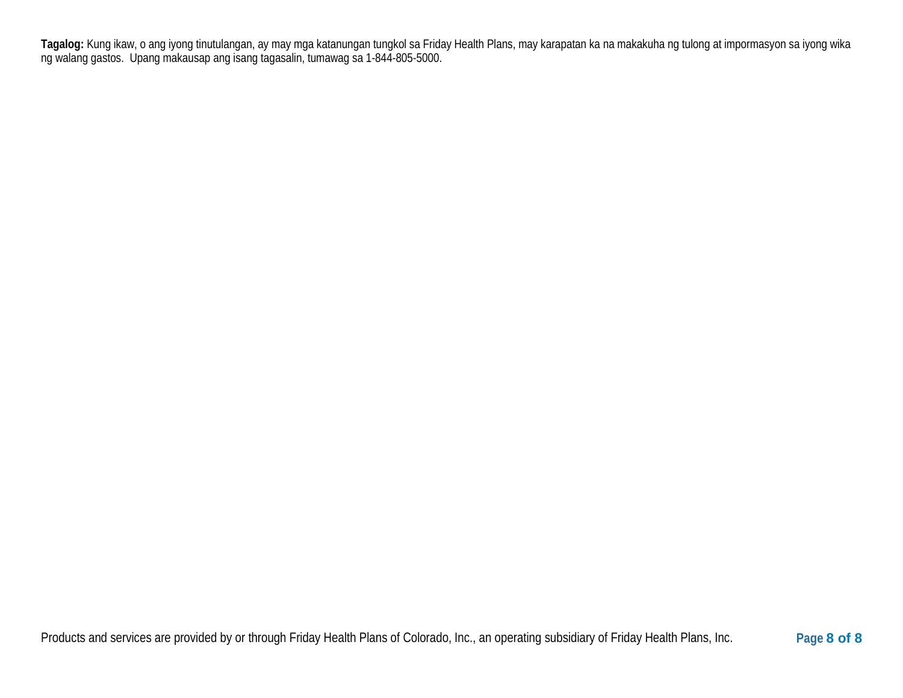**Tagalog:** Kung ikaw, o ang iyong tinutulangan, ay may mga katanungan tungkol sa Friday Health Plans, may karapatan ka na makakuha ng tulong at impormasyon sa iyong wika ng walang gastos. Upang makausap ang isang tagasalin, tumawag sa 1-844-805-5000.

Products and services are provided by or through Friday Health Plans of Colorado, Inc., an operating subsidiary of Friday Health Plans, Inc.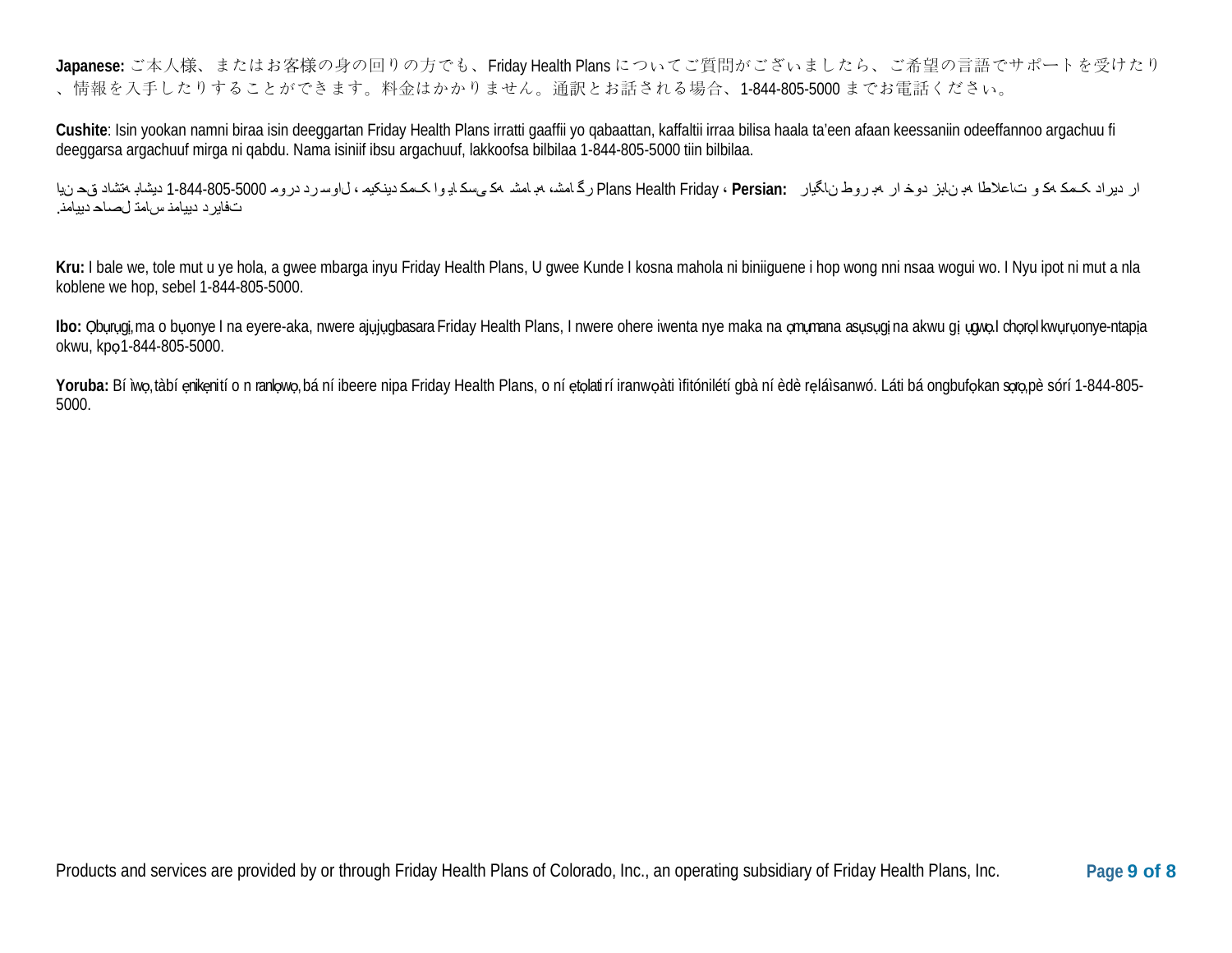**Japanese:** ご本人様、またはお客様の身の回りの方でも、Friday Health Plans についてご質問がございましたら、ご希望の言語でサポートを受けたり、情報を入手したりすることができます。料金はかかりません。通訳とお話される場合、1-844-805-5000 までお電話ください。

**Cushite**: Isin yookan namni biraa isin deeggartan Friday Health Plans irratti gaaffii yo qabaattan, kaffaltii irraa bilisa haala ta'een afaan keessaniin odeeffannoo argachuu fi deeggarsa argachuuf mirga ni qabdu. Nama isiniif ibsu argachuuf, lakkoofsa bilbilaa 1-844-805-5000 tiin bilbilaa.

**Persian:** اگر شما، یا کسی که به او کمک می‌کنید، سوال در مورد Friday Health Plans داشته باشید، این حق را دارید که کمک و اطلاعات به زبان خود را به طور رایگان دریافت نمایید. 1-844-805-5000 تماس حاصل نمایید.

**Kru:** I bale we, tole mut u ye hola, a gwee mbarga inyu Friday Health Plans, U gwee Kunde I kosna mahola ni biniiguene i hop wong nni nsaa wogui wo. I Nyu ipot ni mut a nla koblene we hop, sebel 1-844-805-5000.

**Ibo:** Ọbụrụgị, ma o bụonye I na eyere-aka, nwere ajụjụgbasara Friday Health Plans, I nwere ohere iwenta nye maka na ọmụmana asụsụgị na akwu gị ụgwọ.I chọrọl kwụrụonye-ntapịa okwu, kpọ1-844-805-5000.

**Yoruba:** Bí ìwọ, tàbí ẹnikẹnití o n ranlọwọ, bá ní ibeere nipa Friday Health Plans, o ní ẹtọlati rí iranwọàti ìfitónilétí gbà ní èdè rẹláìsanwó. Láti bá ongbufọkan sọrọ,pè sórí 1-844-805-5000.